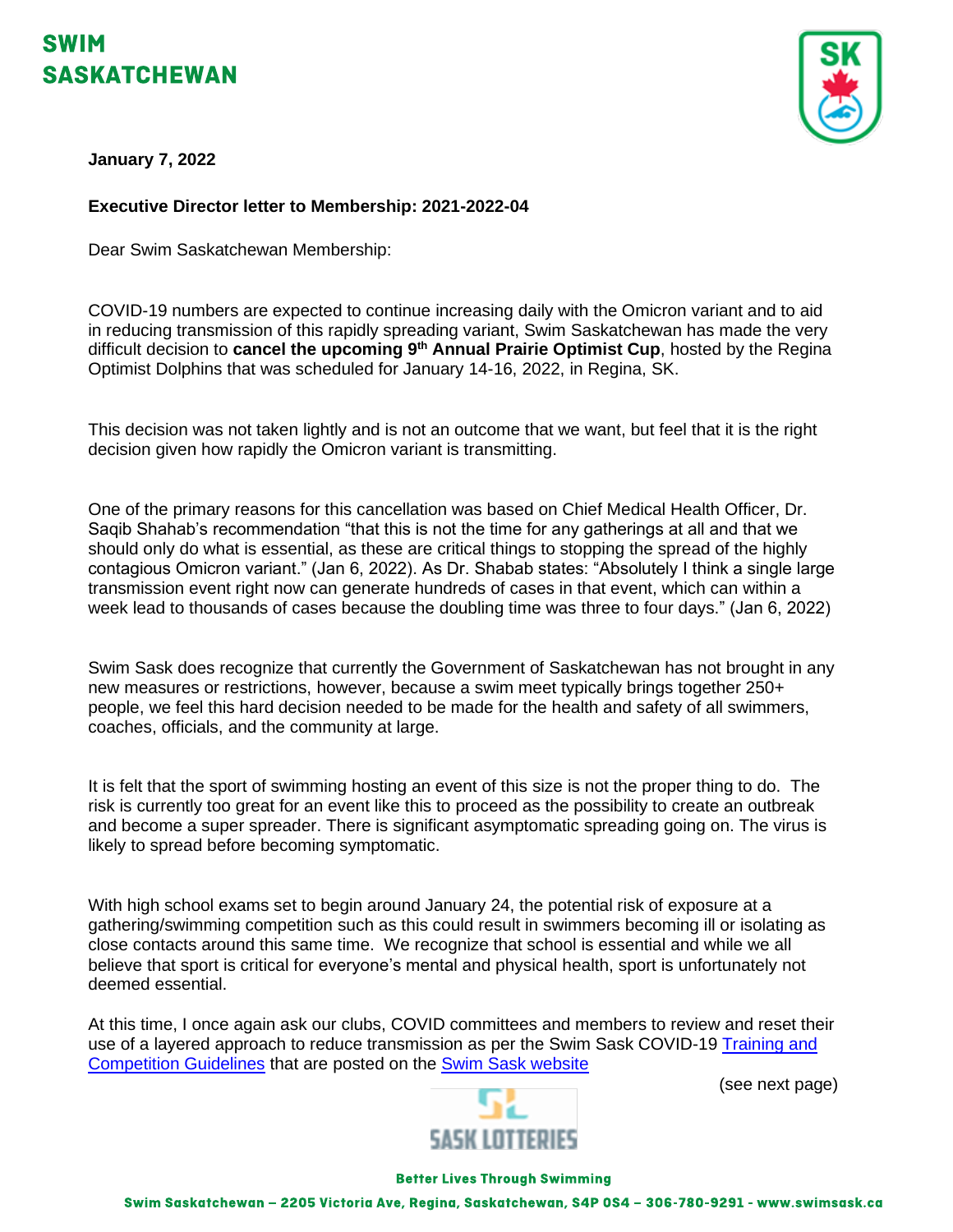# SWIM SASKATCHEWAN

**January 7, 2022**

**Executive Director letter to Membership: 2021-2022-04**

Dear Swim Saskatchewan Membership:

COVID-19 numbers are expected to continue increasing daily with the Omicron variant and to aid in reducing transmission of this rapidly spreading variant, Swim Saskatchewan has made the very difficult decision to **cancel the upcoming 9th Annual Prairie Optimist Cup**, hosted by the Regina Optimist Dolphins that was scheduled for January 14-16, 2022, in Regina, SK.

This decision was not taken lightly and is not an outcome that we want, but feel that it is the right decision given how rapidly the Omicron variant is transmitting.

One of the primary reasons for this cancellation was based on Chief Medical Health Officer, Dr. Saqib Shahab's recommendation "that this is not the time for any gatherings at all and that we should only do what is essential, as these are critical things to stopping the spread of the highly contagious Omicron variant." (Jan 6, 2022). As Dr. Shabab states: "Absolutely I think a single large transmission event right now can generate hundreds of cases in that event, which can within a week lead to thousands of cases because the doubling time was three to four days." (Jan 6, 2022)

Swim Sask does recognize that currently the Government of Saskatchewan has not brought in any new measures or restrictions, however, because a swim meet typically brings together 250+ people, we feel this hard decision needed to be made for the health and safety of all swimmers, coaches, officials, and the community at large.

It is felt that the sport of swimming hosting an event of this size is not the proper thing to do. The risk is currently too great for an event like this to proceed as the possibility to create an outbreak and become a super spreader. There is significant asymptomatic spreading going on. The virus is likely to spread before becoming symptomatic.

With high school exams set to begin around January 24, the potential risk of exposure at a gathering/swimming competition such as this could result in swimmers becoming ill or isolating as close contacts around this same time. We recognize that school is essential and while we all believe that sport is critical for everyone's mental and physical health, sport is unfortunately not deemed essential.

At this time, I once again ask our clubs, COVID committees and members to review and reset their use of a layered approach to reduce transmission as per the Swim Sask COVID-19 Training and Competition Guidelines that are posted on the Swim Sask website

(see next page)

Better Lives Through Swimming

Swim Saskatchewan – 2205 Victoria Ave, Regina, Saskatchewan, S4P 0S4 – 306-780-9291 - www.swimsask.ca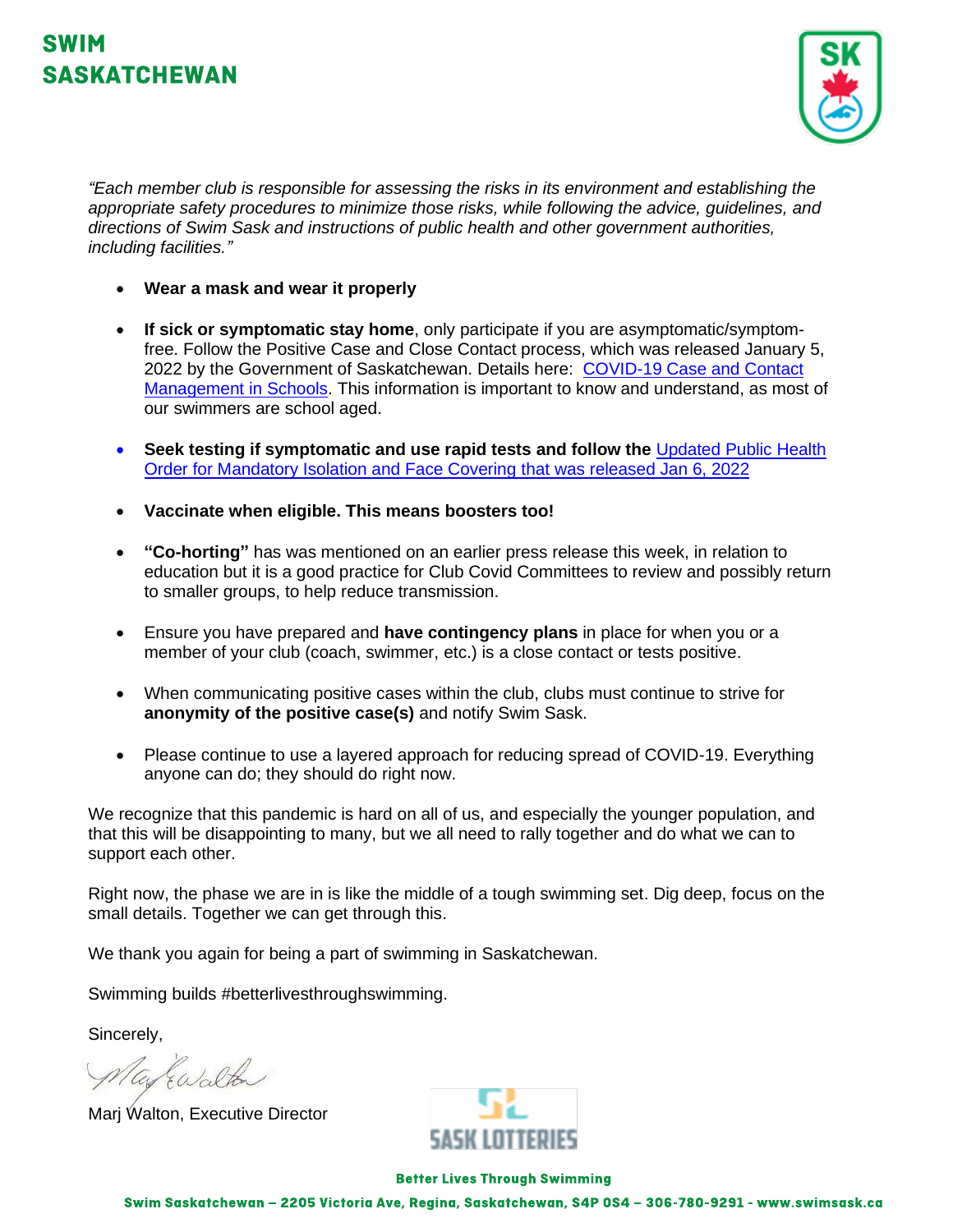# SWIM SASKATCHEWAN

*"Each member club is responsible for assessing the risks in its environment and establishing the appropriate safety procedures to minimize those risks, while following the advice, guidelines, and directions of Swim Sask and instructions of public health and other government authorities, including facilities."*

- **Wear a mask and wear it properly**
- **If sick or symptomatic stay home**, only participate if you are asymptomatic/symptom-free. Follow the Positive Case and Close Contact process, which was released January 5, 2022 by the Government of Saskatchewan. Details here: [COVID-19 Case and Contact Management in Schools](). This information is important to know and understand, as most of our swimmers are school aged.
- **Seek testing if symptomatic and use rapid tests and follow the** [Updated Public Health Order for Mandatory Isolation and Face Covering that was released Jan 6, 2022]()
- **Vaccinate when eligible. This means boosters too!**
- **"Co-horting"** has was mentioned on an earlier press release this week, in relation to education but it is a good practice for Club Covid Committees to review and possibly return to smaller groups, to help reduce transmission.
- Ensure you have prepared and **have contingency plans** in place for when you or a member of your club (coach, swimmer, etc.) is a close contact or tests positive.
- When communicating positive cases within the club, clubs must continue to strive for **anonymity of the positive case(s)** and notify Swim Sask.
- Please continue to use a layered approach for reducing spread of COVID-19. Everything anyone can do; they should do right now.

We recognize that this pandemic is hard on all of us, and especially the younger population, and that this will be disappointing to many, but we all need to rally together and do what we can to support each other.

Right now, the phase we are in is like the middle of a tough swimming set. Dig deep, focus on the small details. Together we can get through this.

We thank you again for being a part of swimming in Saskatchewan.

Swimming builds #betterlivesthroughswimming.

Sincerely,

Marj Walton, Executive Director

SASK LOTTERIES

Better Lives Through Swimming

Swim Saskatchewan – 2205 Victoria Ave, Regina, Saskatchewan, S4P 0S4 – 306-780-9291 - www.swimsask.ca